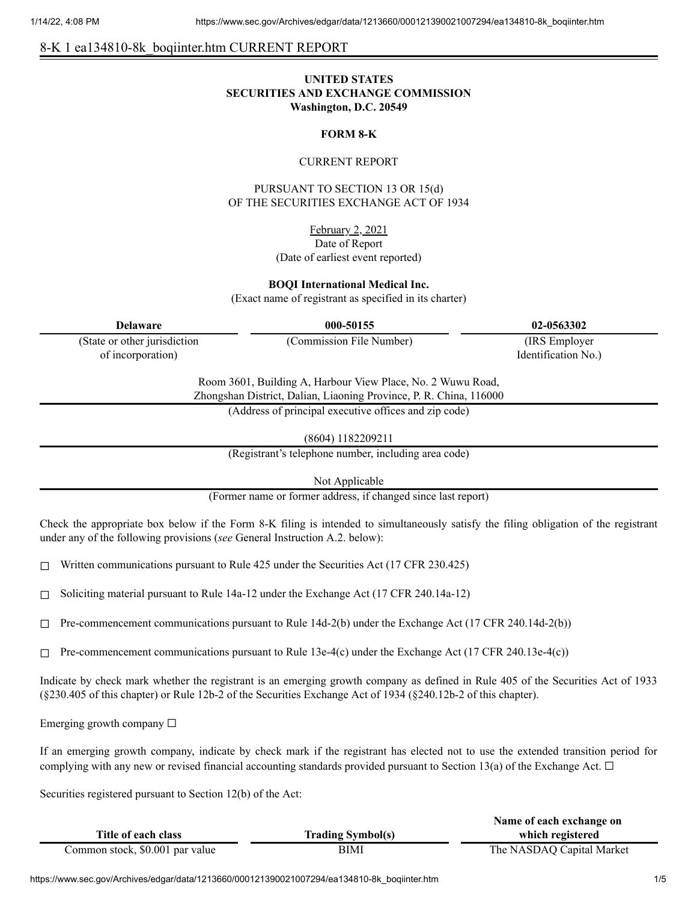8-K 1 ea134810-8k_boqiinter.htm CURRENT REPORT

**UNITED STATES**
**SECURITIES AND EXCHANGE COMMISSION**
**Washington, D.C. 20549**

**FORM 8-K**

CURRENT REPORT

PURSUANT TO SECTION 13 OR 15(d)
OF THE SECURITIES EXCHANGE ACT OF 1934

February 2, 2021
Date of Report
(Date of earliest event reported)

**BOQI International Medical Inc.**
(Exact name of registrant as specified in its charter)

| **Delaware** | **000-50155** | **02-0563302** |
|---|---|---|
| (State or other jurisdiction of incorporation) | (Commission File Number) | (IRS Employer Identification No.) |

Room 3601, Building A, Harbour View Place, No. 2 Wuwu Road,
Zhongshan District, Dalian, Liaoning Province, P. R. China, 116000
(Address of principal executive offices and zip code)

(8604) 1182209211
(Registrant's telephone number, including area code)

Not Applicable
(Former name or former address, if changed since last report)

Check the appropriate box below if the Form 8-K filing is intended to simultaneously satisfy the filing obligation of the registrant under any of the following provisions (*see* General Instruction A.2. below):

☐ Written communications pursuant to Rule 425 under the Securities Act (17 CFR 230.425)

☐ Soliciting material pursuant to Rule 14a-12 under the Exchange Act (17 CFR 240.14a-12)

☐ Pre-commencement communications pursuant to Rule 14d-2(b) under the Exchange Act (17 CFR 240.14d-2(b))

☐ Pre-commencement communications pursuant to Rule 13e-4(c) under the Exchange Act (17 CFR 240.13e-4(c))

Indicate by check mark whether the registrant is an emerging growth company as defined in Rule 405 of the Securities Act of 1933 (§230.405 of this chapter) or Rule 12b-2 of the Securities Exchange Act of 1934 (§240.12b-2 of this chapter).

Emerging growth company ☐

If an emerging growth company, indicate by check mark if the registrant has elected not to use the extended transition period for complying with any new or revised financial accounting standards provided pursuant to Section 13(a) of the Exchange Act. ☐

Securities registered pursuant to Section 12(b) of the Act:

| **Title of each class** | **Trading Symbol(s)** | **Name of each exchange on which registered** |
|---|---|---|
| Common stock, $0.001 par value | BIMI | The NASDAQ Capital Market |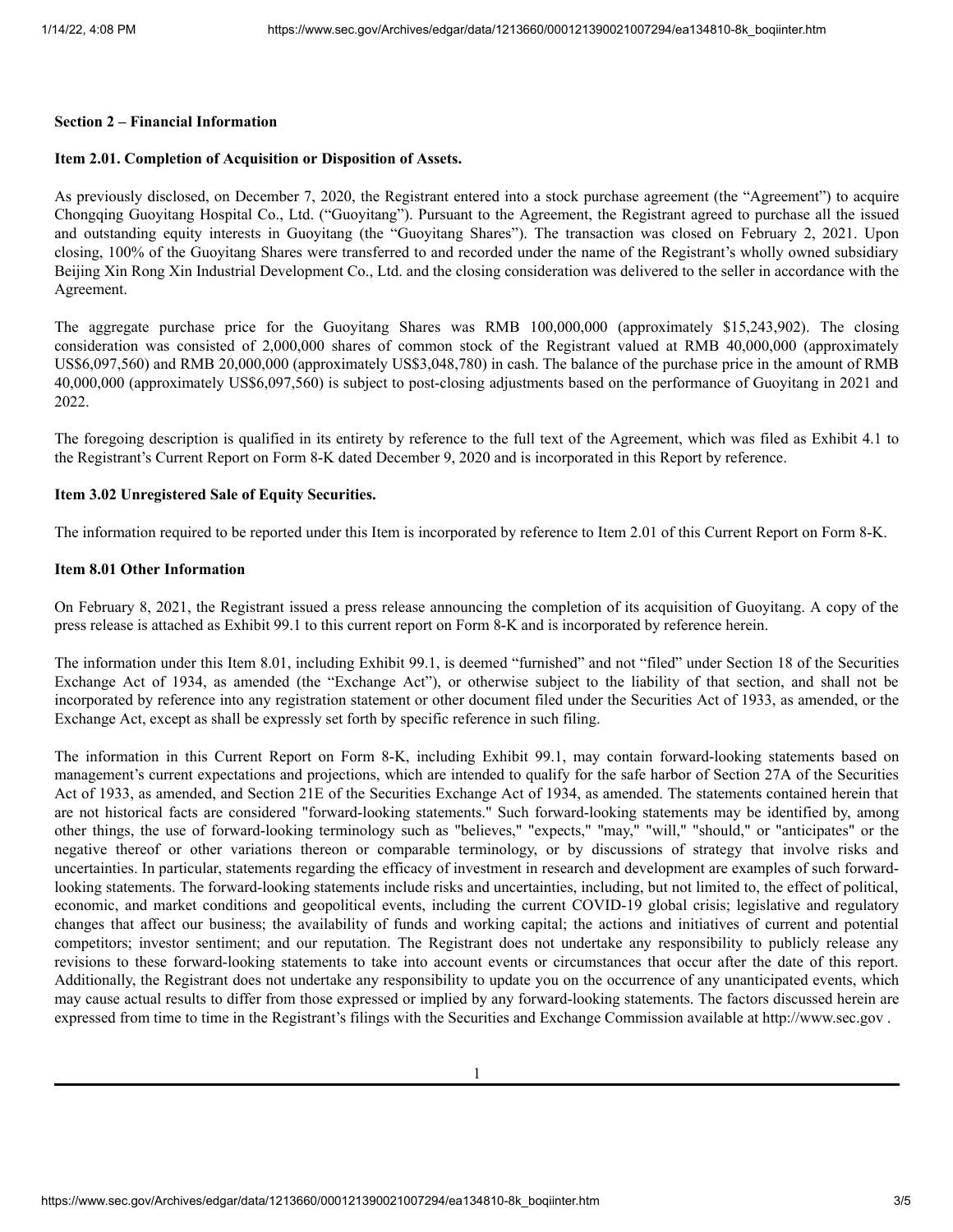**Section 2 – Financial Information**

**Item 2.01. Completion of Acquisition or Disposition of Assets.**

As previously disclosed, on December 7, 2020, the Registrant entered into a stock purchase agreement (the "Agreement") to acquire Chongqing Guoyitang Hospital Co., Ltd. ("Guoyitang"). Pursuant to the Agreement, the Registrant agreed to purchase all the issued and outstanding equity interests in Guoyitang (the "Guoyitang Shares"). The transaction was closed on February 2, 2021. Upon closing, 100% of the Guoyitang Shares were transferred to and recorded under the name of the Registrant's wholly owned subsidiary Beijing Xin Rong Xin Industrial Development Co., Ltd. and the closing consideration was delivered to the seller in accordance with the Agreement.

The aggregate purchase price for the Guoyitang Shares was RMB 100,000,000 (approximately $15,243,902). The closing consideration was consisted of 2,000,000 shares of common stock of the Registrant valued at RMB 40,000,000 (approximately US$6,097,560) and RMB 20,000,000 (approximately US$3,048,780) in cash. The balance of the purchase price in the amount of RMB 40,000,000 (approximately US$6,097,560) is subject to post-closing adjustments based on the performance of Guoyitang in 2021 and 2022.

The foregoing description is qualified in its entirety by reference to the full text of the Agreement, which was filed as Exhibit 4.1 to the Registrant's Current Report on Form 8-K dated December 9, 2020 and is incorporated in this Report by reference.

**Item 3.02 Unregistered Sale of Equity Securities.**

The information required to be reported under this Item is incorporated by reference to Item 2.01 of this Current Report on Form 8-K.

**Item 8.01 Other Information**

On February 8, 2021, the Registrant issued a press release announcing the completion of its acquisition of Guoyitang. A copy of the press release is attached as Exhibit 99.1 to this current report on Form 8-K and is incorporated by reference herein.

The information under this Item 8.01, including Exhibit 99.1, is deemed "furnished" and not "filed" under Section 18 of the Securities Exchange Act of 1934, as amended (the "Exchange Act"), or otherwise subject to the liability of that section, and shall not be incorporated by reference into any registration statement or other document filed under the Securities Act of 1933, as amended, or the Exchange Act, except as shall be expressly set forth by specific reference in such filing.

The information in this Current Report on Form 8-K, including Exhibit 99.1, may contain forward-looking statements based on management's current expectations and projections, which are intended to qualify for the safe harbor of Section 27A of the Securities Act of 1933, as amended, and Section 21E of the Securities Exchange Act of 1934, as amended. The statements contained herein that are not historical facts are considered "forward-looking statements." Such forward-looking statements may be identified by, among other things, the use of forward-looking terminology such as "believes," "expects," "may," "will," "should," or "anticipates" or the negative thereof or other variations thereon or comparable terminology, or by discussions of strategy that involve risks and uncertainties. In particular, statements regarding the efficacy of investment in research and development are examples of such forward-looking statements. The forward-looking statements include risks and uncertainties, including, but not limited to, the effect of political, economic, and market conditions and geopolitical events, including the current COVID-19 global crisis; legislative and regulatory changes that affect our business; the availability of funds and working capital; the actions and initiatives of current and potential competitors; investor sentiment; and our reputation. The Registrant does not undertake any responsibility to publicly release any revisions to these forward-looking statements to take into account events or circumstances that occur after the date of this report. Additionally, the Registrant does not undertake any responsibility to update you on the occurrence of any unanticipated events, which may cause actual results to differ from those expressed or implied by any forward-looking statements. The factors discussed herein are expressed from time to time in the Registrant's filings with the Securities and Exchange Commission available at http://www.sec.gov .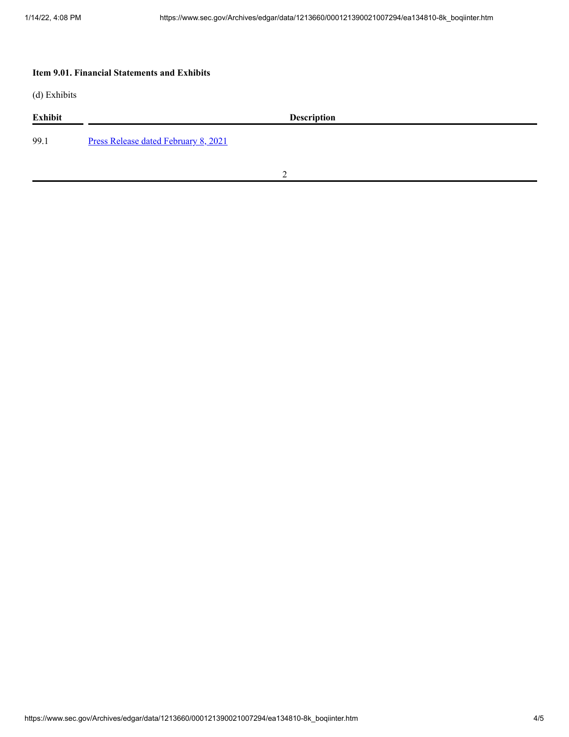**Item 9.01. Financial Statements and Exhibits**

(d) Exhibits

| Exhibit | Description |
| --- | --- |
| 99.1 | Press Release dated February 8, 2021 |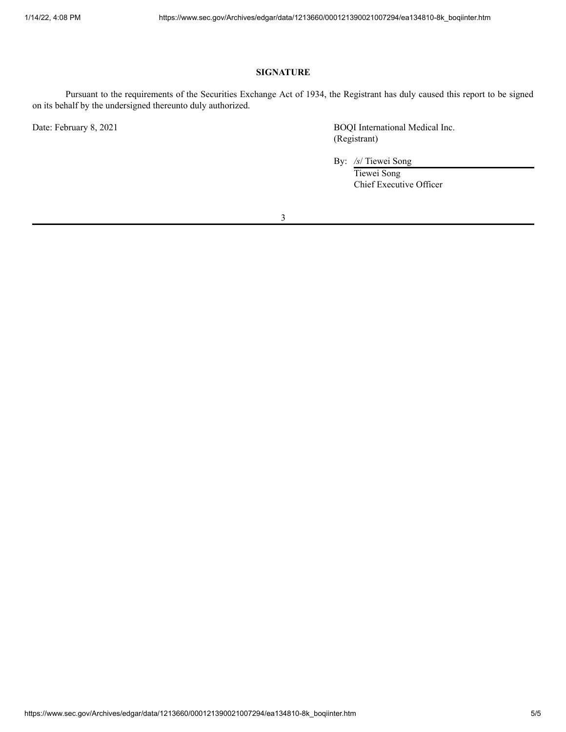## SIGNATURE

Pursuant to the requirements of the Securities Exchange Act of 1934, the Registrant has duly caused this report to be signed on its behalf by the undersigned thereunto duly authorized.

Date: February 8, 2021

BOQI International Medical Inc.
(Registrant)

By: */s/* Tiewei Song
Tiewei Song
Chief Executive Officer